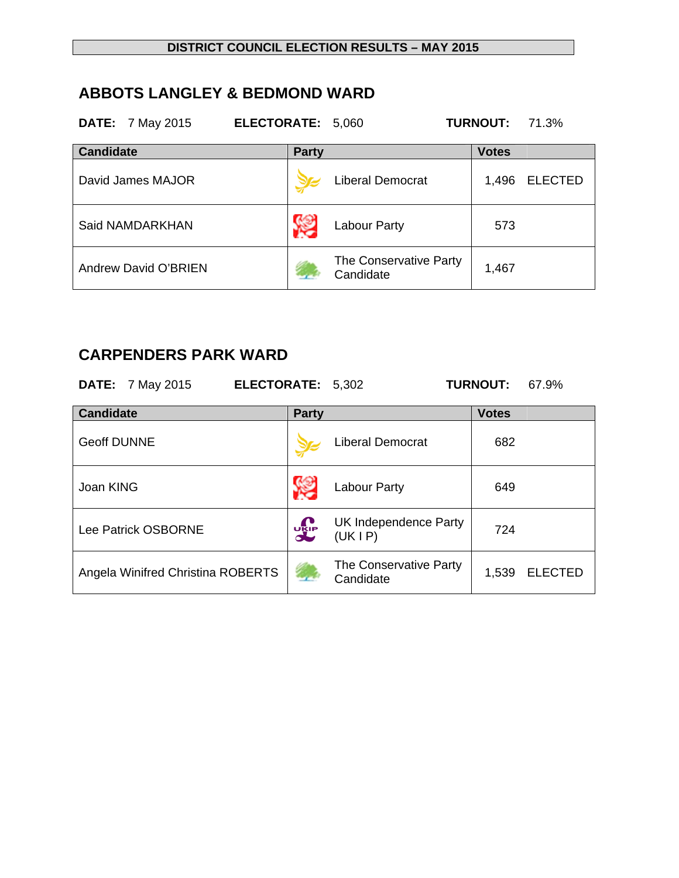**DISTRICT COUNCIL ELECTION RESULTS – MAY 2015**

## ABBOTS LANGLEY & BEDMOND WARD

**DATE:** 7 May 2015 **ELECTORATE:** 5,060 **TURNOUT:** 71.3%

| Candidate | Party | Votes | |
|---|---|---|---|
| David James MAJOR | Liberal Democrat | 1,496 | ELECTED |
| Said NAMDARKHAN | Labour Party | 573 | |
| Andrew David O'BRIEN | The Conservative Party Candidate | 1,467 | |

## CARPENDERS PARK WARD

**DATE:** 7 May 2015 **ELECTORATE:** 5,302 **TURNOUT:** 67.9%

| Candidate | Party | Votes | |
|---|---|---|---|
| Geoff DUNNE | Liberal Democrat | 682 | |
| Joan KING | Labour Party | 649 | |
| Lee Patrick OSBORNE | UK Independence Party (UK I P) | 724 | |
| Angela Winifred Christina ROBERTS | The Conservative Party Candidate | 1,539 | ELECTED |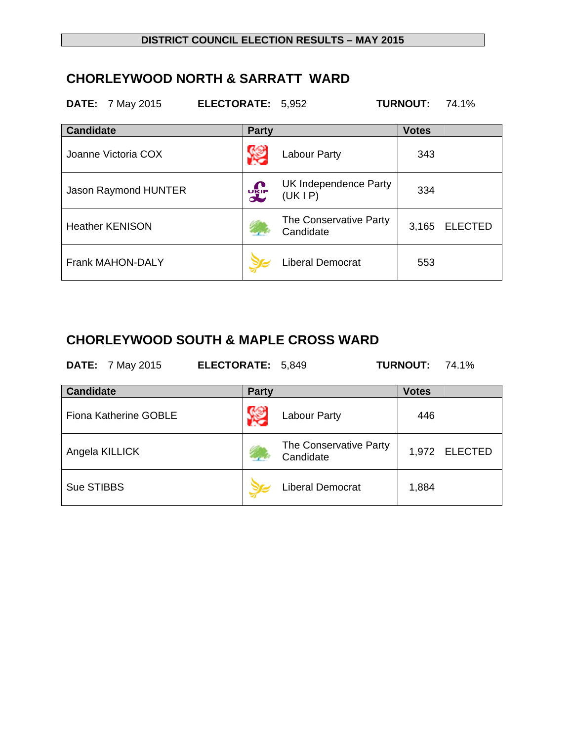**DISTRICT COUNCIL ELECTION RESULTS – MAY 2015**

## CHORLEYWOOD NORTH & SARRATT WARD

**DATE:** 7 May 2015 **ELECTORATE:** 5,952 **TURNOUT:** 74.1%

| Candidate | Party | Votes | |
|---|---|---|---|
| Joanne Victoria COX | Labour Party | 343 | |
| Jason Raymond HUNTER | UK Independence Party (UK I P) | 334 | |
| Heather KENISON | The Conservative Party Candidate | 3,165 | ELECTED |
| Frank MAHON-DALY | Liberal Democrat | 553 | |

## CHORLEYWOOD SOUTH & MAPLE CROSS WARD

**DATE:** 7 May 2015 **ELECTORATE:** 5,849 **TURNOUT:** 74.1%

| Candidate | Party | Votes | |
|---|---|---|---|
| Fiona Katherine GOBLE | Labour Party | 446 | |
| Angela KILLICK | The Conservative Party Candidate | 1,972 | ELECTED |
| Sue STIBBS | Liberal Democrat | 1,884 | |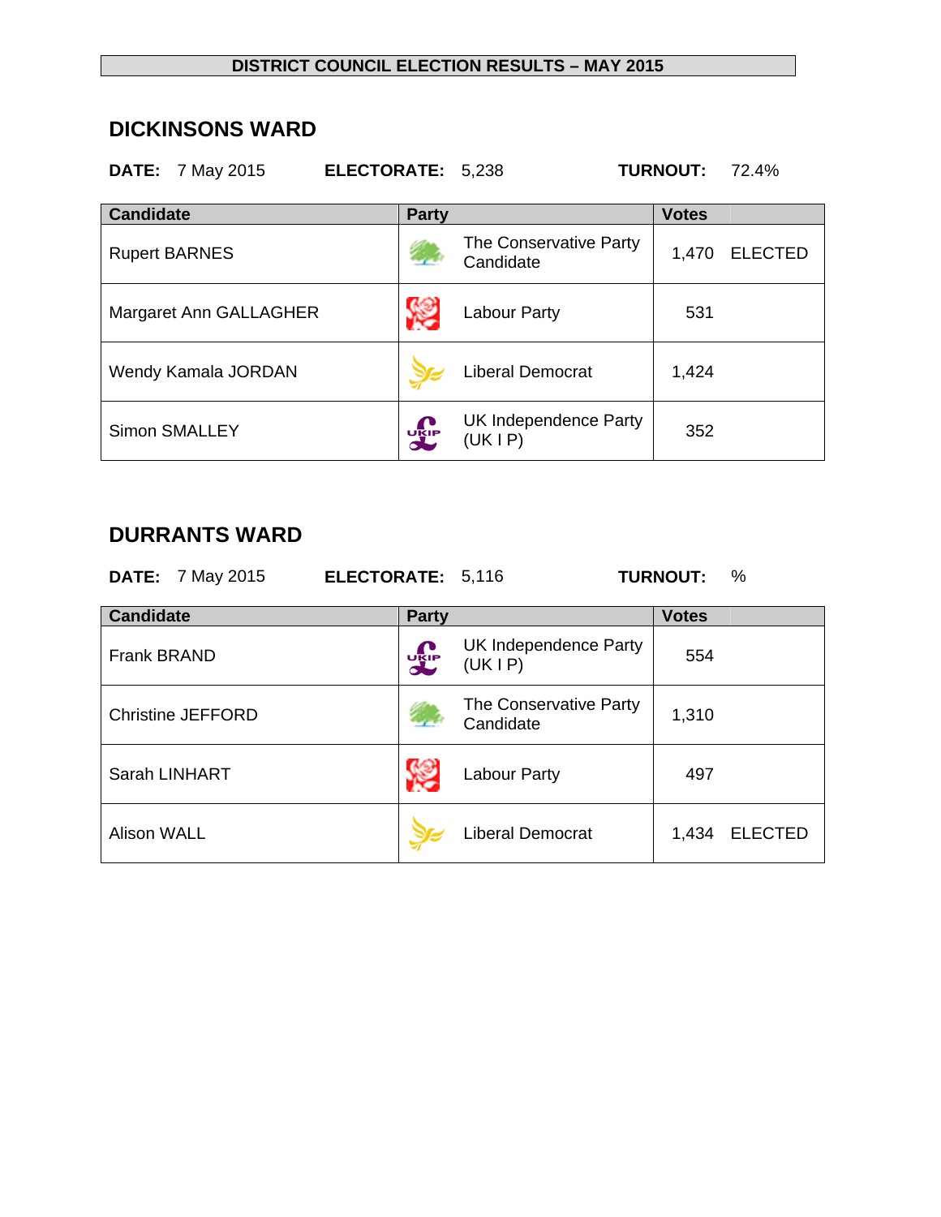**DISTRICT COUNCIL ELECTION RESULTS – MAY 2015**

## DICKINSONS WARD

**DATE:** 7 May 2015 **ELECTORATE:** 5,238 **TURNOUT:** 72.4%

| Candidate | Party | Votes | |
|---|---|---|---|
| Rupert BARNES | The Conservative Party Candidate | 1,470 | ELECTED |
| Margaret Ann GALLAGHER | Labour Party | 531 | |
| Wendy Kamala JORDAN | Liberal Democrat | 1,424 | |
| Simon SMALLEY | UK Independence Party (UK I P) | 352 | |

## DURRANTS WARD

**DATE:** 7 May 2015 **ELECTORATE:** 5,116 **TURNOUT:** %

| Candidate | Party | Votes | |
|---|---|---|---|
| Frank BRAND | UK Independence Party (UK I P) | 554 | |
| Christine JEFFORD | The Conservative Party Candidate | 1,310 | |
| Sarah LINHART | Labour Party | 497 | |
| Alison WALL | Liberal Democrat | 1,434 | ELECTED |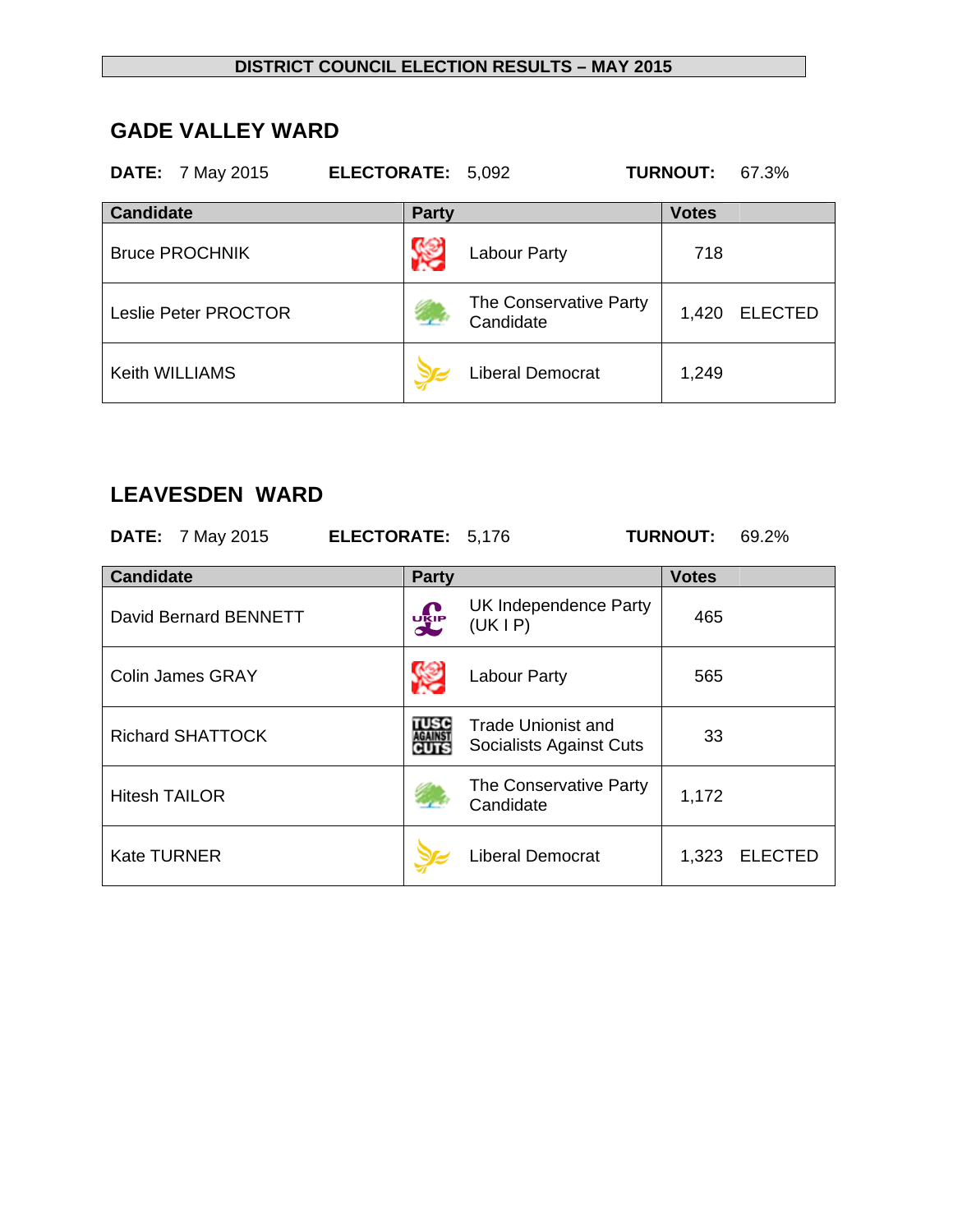**DISTRICT COUNCIL ELECTION RESULTS – MAY 2015**

## GADE VALLEY WARD

**DATE:** 7 May 2015 **ELECTORATE:** 5,092 **TURNOUT:** 67.3%

| Candidate | Party | Votes | |
|---|---|---|---|
| Bruce PROCHNIK | Labour Party | 718 | |
| Leslie Peter PROCTOR | The Conservative Party Candidate | 1,420 | ELECTED |
| Keith WILLIAMS | Liberal Democrat | 1,249 | |

## LEAVESDEN WARD

**DATE:** 7 May 2015 **ELECTORATE:** 5,176 **TURNOUT:** 69.2%

| Candidate | Party | Votes | |
|---|---|---|---|
| David Bernard BENNETT | UK Independence Party (UK I P) | 465 | |
| Colin James GRAY | Labour Party | 565 | |
| Richard SHATTOCK | Trade Unionist and Socialists Against Cuts | 33 | |
| Hitesh TAILOR | The Conservative Party Candidate | 1,172 | |
| Kate TURNER | Liberal Democrat | 1,323 | ELECTED |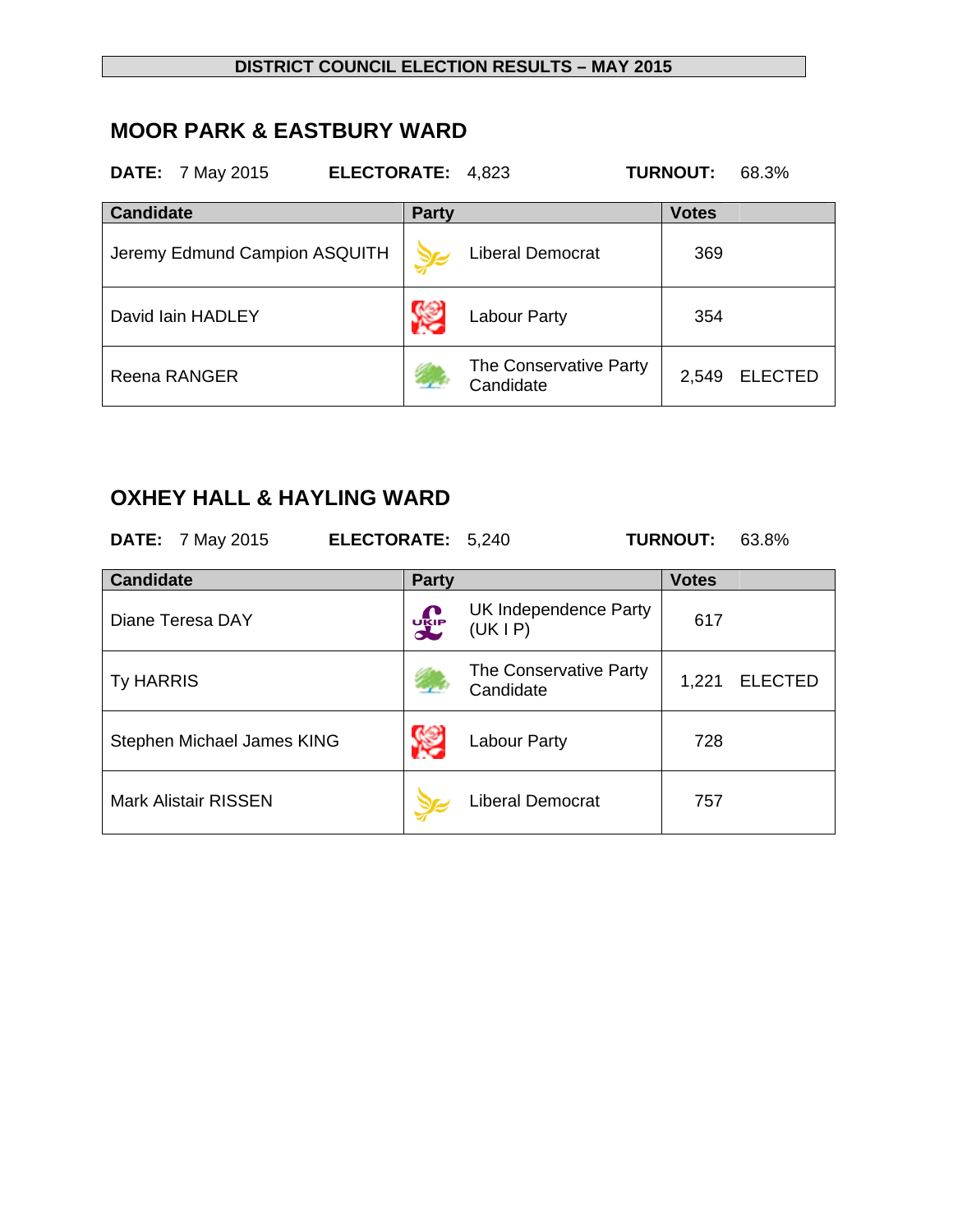**DISTRICT COUNCIL ELECTION RESULTS – MAY 2015**

## MOOR PARK & EASTBURY WARD

**DATE:** 7 May 2015 **ELECTORATE:** 4,823 **TURNOUT:** 68.3%

| Candidate | Party | Votes | |
|---|---|---|---|
| Jeremy Edmund Campion ASQUITH | Liberal Democrat | 369 | |
| David Iain HADLEY | Labour Party | 354 | |
| Reena RANGER | The Conservative Party Candidate | 2,549 | ELECTED |

## OXHEY HALL & HAYLING WARD

**DATE:** 7 May 2015 **ELECTORATE:** 5,240 **TURNOUT:** 63.8%

| Candidate | Party | Votes | |
|---|---|---|---|
| Diane Teresa DAY | UK Independence Party (UK I P) | 617 | |
| Ty HARRIS | The Conservative Party Candidate | 1,221 | ELECTED |
| Stephen Michael James KING | Labour Party | 728 | |
| Mark Alistair RISSEN | Liberal Democrat | 757 | |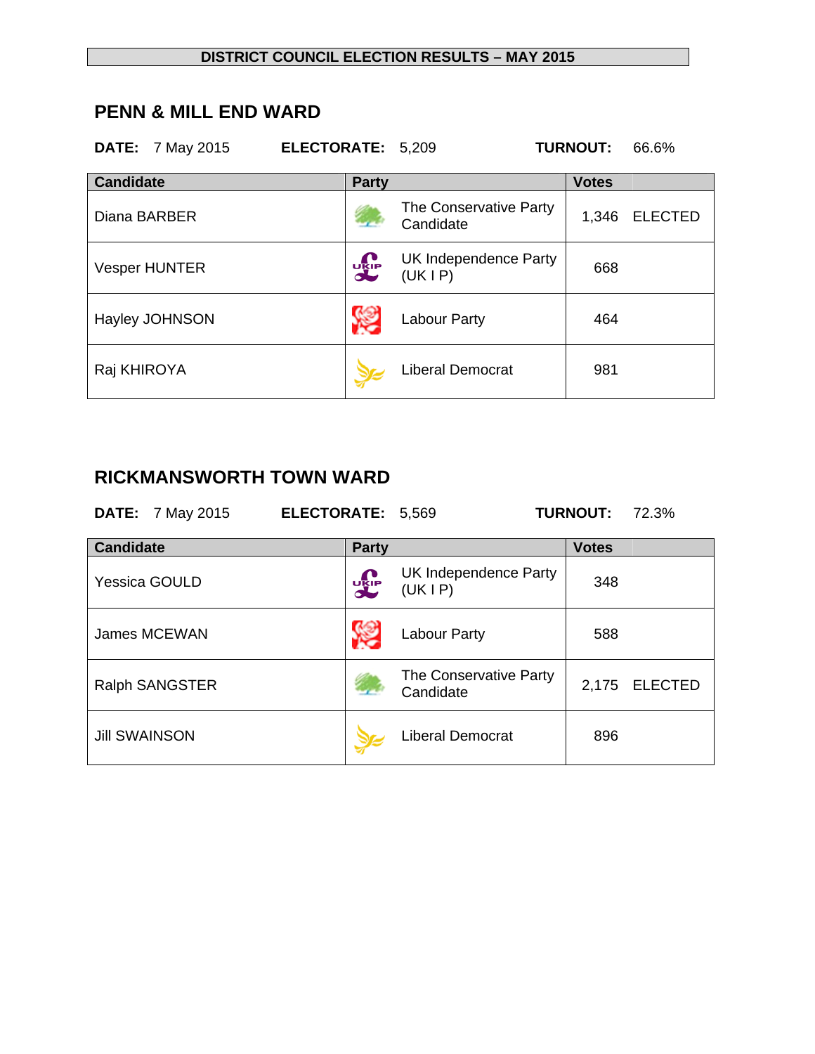**DISTRICT COUNCIL ELECTION RESULTS – MAY 2015**

## PENN & MILL END WARD

**DATE:** 7 May 2015 **ELECTORATE:** 5,209 **TURNOUT:** 66.6%

| Candidate | Party | Votes | |
|---|---|---|---|
| Diana BARBER | The Conservative Party Candidate | 1,346 | ELECTED |
| Vesper HUNTER | UK Independence Party (UK I P) | 668 | |
| Hayley JOHNSON | Labour Party | 464 | |
| Raj KHIROYA | Liberal Democrat | 981 | |

## RICKMANSWORTH TOWN WARD

**DATE:** 7 May 2015 **ELECTORATE:** 5,569 **TURNOUT:** 72.3%

| Candidate | Party | Votes | |
|---|---|---|---|
| Yessica GOULD | UK Independence Party (UK I P) | 348 | |
| James MCEWAN | Labour Party | 588 | |
| Ralph SANGSTER | The Conservative Party Candidate | 2,175 | ELECTED |
| Jill SWAINSON | Liberal Democrat | 896 | |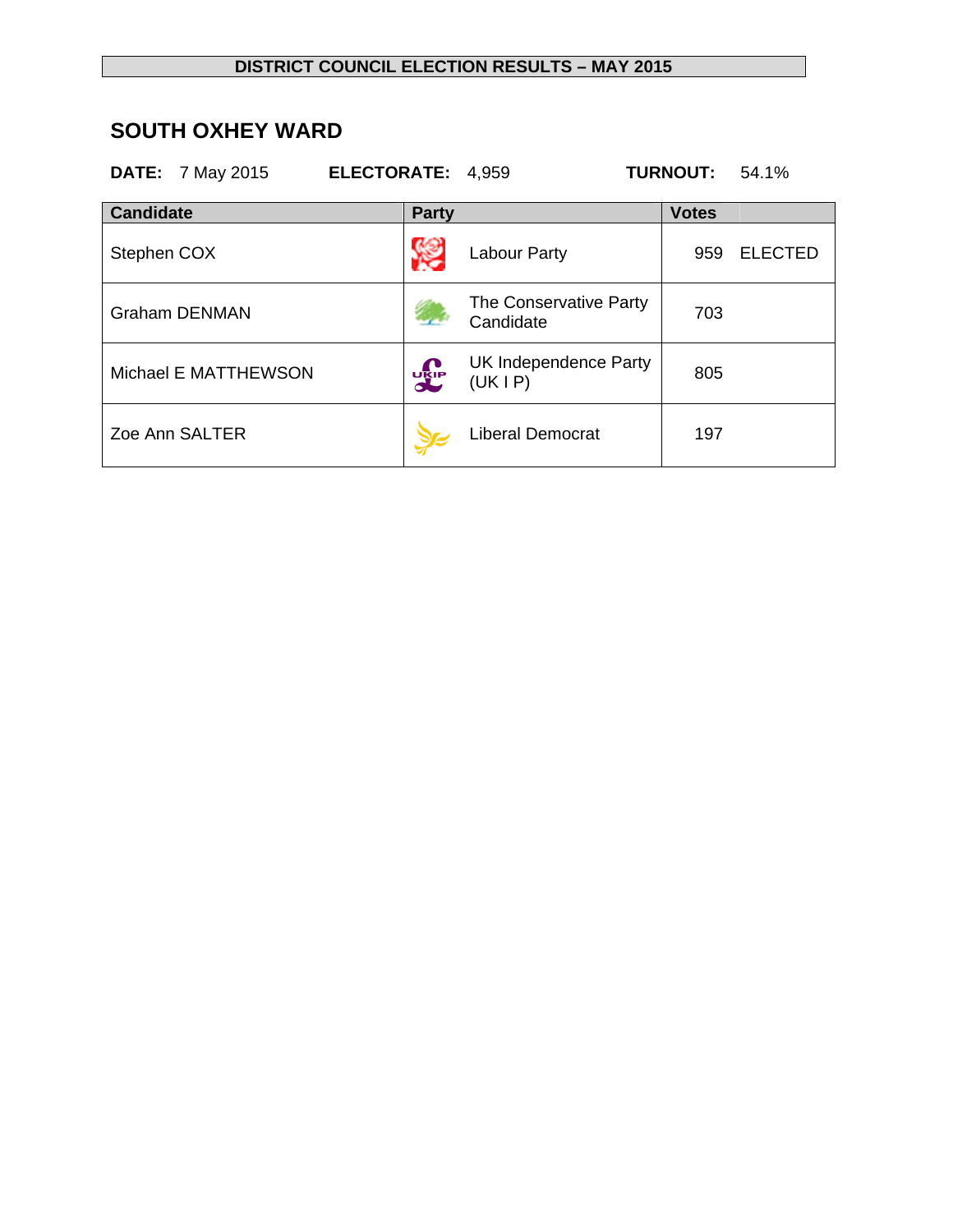**DISTRICT COUNCIL ELECTION RESULTS – MAY 2015**

## SOUTH OXHEY WARD

**DATE:** 7 May 2015 **ELECTORATE:** 4,959 **TURNOUT:** 54.1%

| Candidate | Party | Votes | |
|---|---|---|---|
| Stephen COX | Labour Party | 959 | ELECTED |
| Graham DENMAN | The Conservative Party Candidate | 703 | |
| Michael E MATTHEWSON | UK Independence Party (UK I P) | 805 | |
| Zoe Ann SALTER | Liberal Democrat | 197 | |